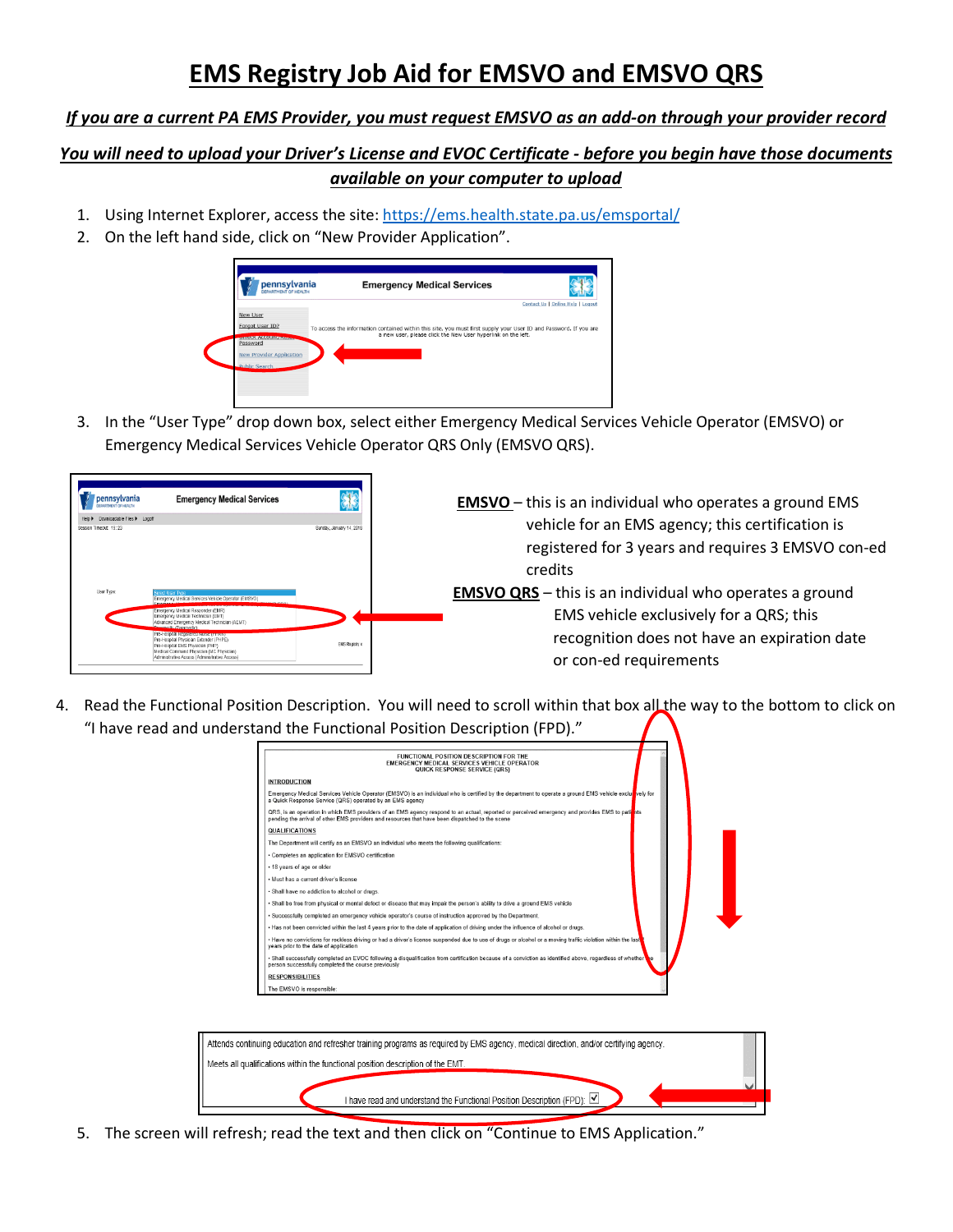# EMS Registry Job Aid for EMSVO and EMSVO QRS

***If you are a current PA EMS Provider, you must request EMSVO as an add-on through your provider record***

***You will need to upload your Driver's License and EVOC Certificate - before you begin have those documents available on your computer to upload***

1. Using Internet Explorer, access the site: https://ems.health.state.pa.us/emsportal/
2. On the left hand side, click on "New Provider Application".
3. In the "User Type" drop down box, select either Emergency Medical Services Vehicle Operator (EMSVO) or Emergency Medical Services Vehicle Operator QRS Only (EMSVO QRS).

**EMSVO** – this is an individual who operates a ground EMS vehicle for an EMS agency; this certification is registered for 3 years and requires 3 EMSVO con-ed credits

**EMSVO QRS** – this is an individual who operates a ground EMS vehicle exclusively for a QRS; this recognition does not have an expiration date or con-ed requirements

4. Read the Functional Position Description. You will need to scroll within that box all the way to the bottom to click on "I have read and understand the Functional Position Description (FPD)."
5. The screen will refresh; read the text and then click on "Continue to EMS Application."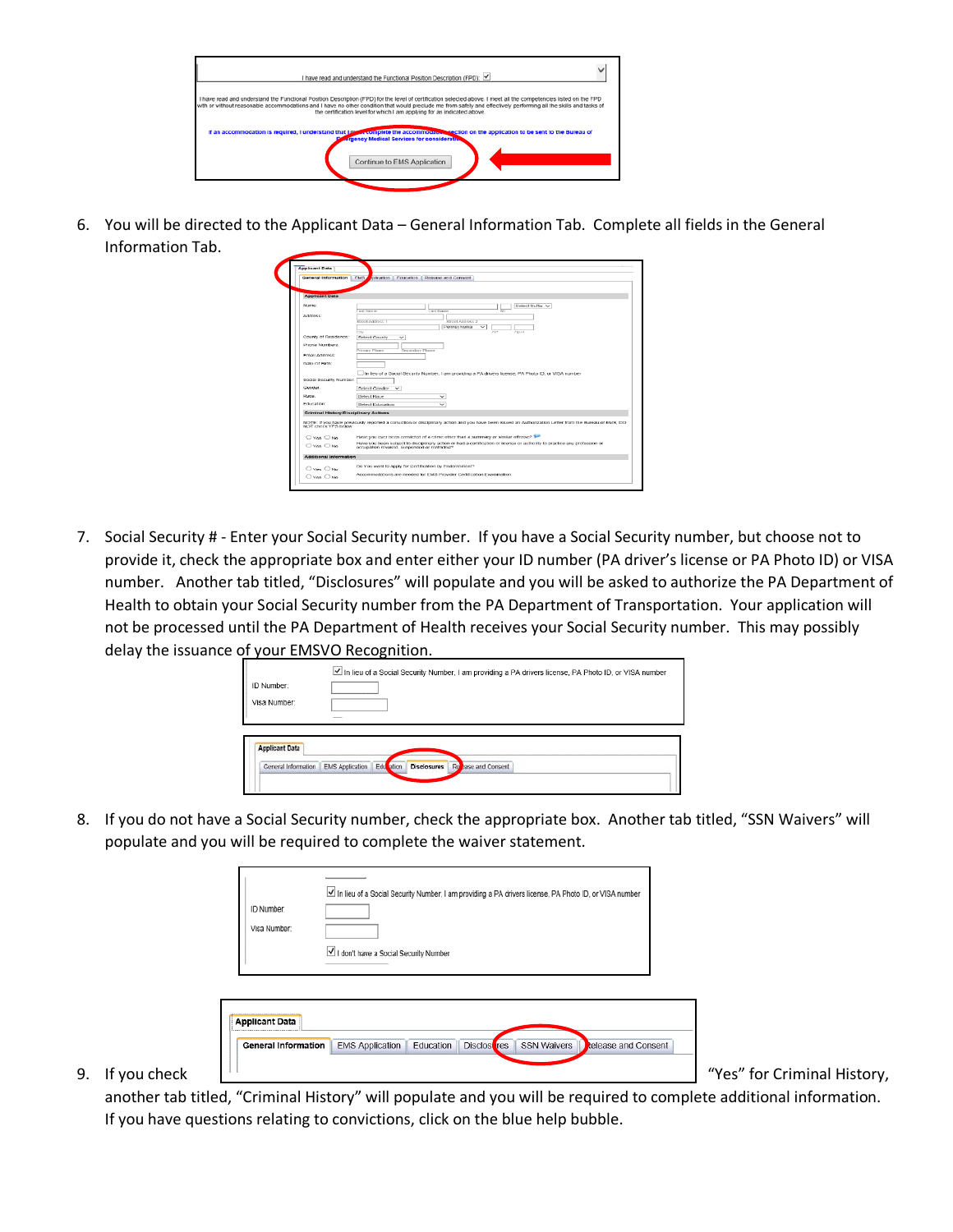6. You will be directed to the Applicant Data – General Information Tab. Complete all fields in the General Information Tab.

7. Social Security # - Enter your Social Security number. If you have a Social Security number, but choose not to provide it, check the appropriate box and enter either your ID number (PA driver's license or PA Photo ID) or VISA number. Another tab titled, "Disclosures" will populate and you will be asked to authorize the PA Department of Health to obtain your Social Security number from the PA Department of Transportation. Your application will not be processed until the PA Department of Health receives your Social Security number. This may possibly delay the issuance of your EMSVO Recognition.

8. If you do not have a Social Security number, check the appropriate box. Another tab titled, "SSN Waivers" will populate and you will be required to complete the waiver statement.

9. If you check "Yes" for Criminal History, another tab titled, "Criminal History" will populate and you will be required to complete additional information. If you have questions relating to convictions, click on the blue help bubble.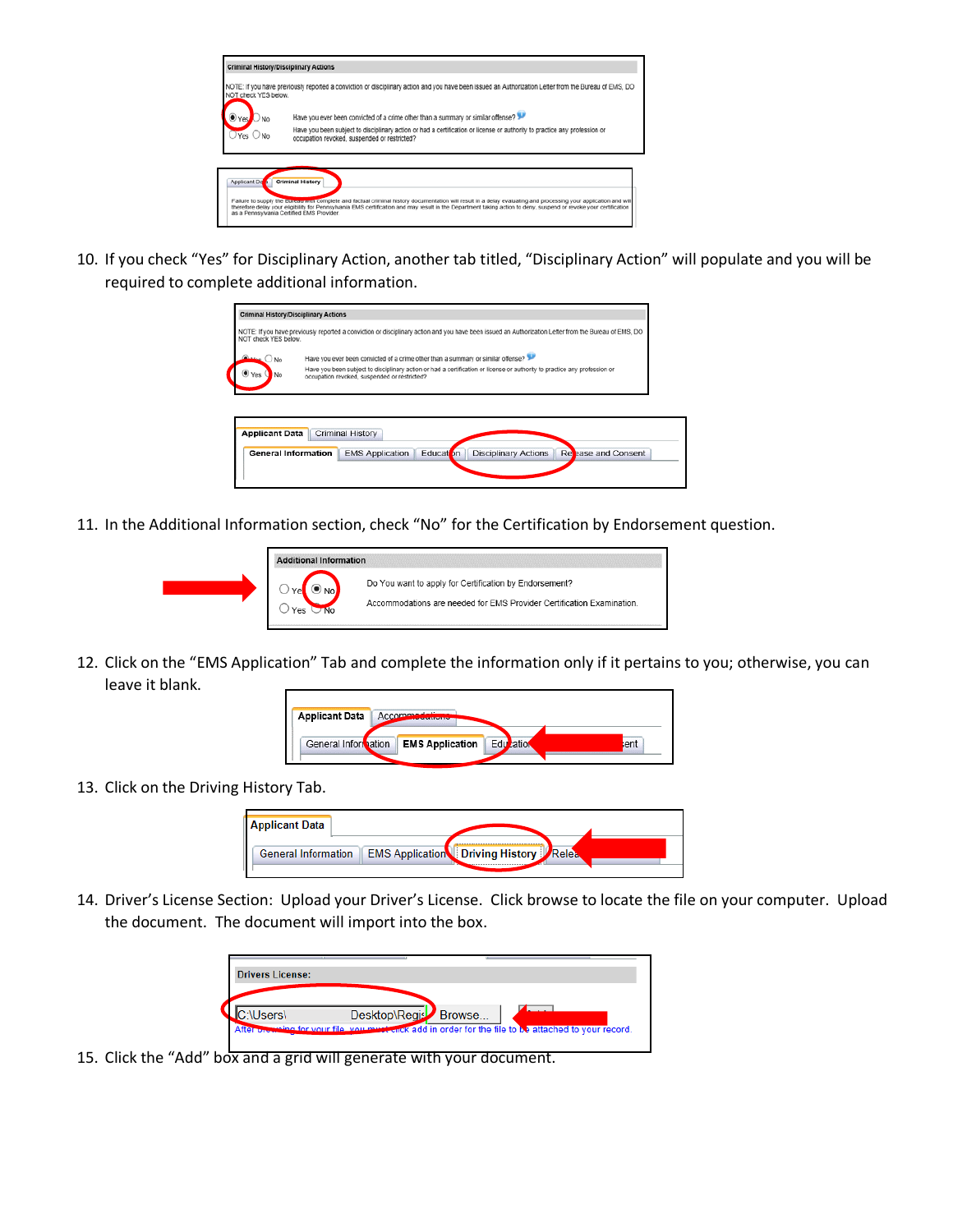Criminal History/Disciplinary Actions

NOTE: If you have previously reported a conviction or disciplinary action and you have been issued an Authorization Letter from the Bureau of EMS, DO NOT check YES below.

Yes No — Have you ever been convicted of a crime other than a summary or similar offense?

Yes No — Have you been subject to disciplinary action or had a certification or license or authority to practice any profession or occupation revoked, suspended or restricted?

Applicant Data | Criminal History

Failure to supply the Bureau with complete and factual criminal history documentation will result in a delay evaluating and processing your application and will therefore delay your eligibility for Pennsylvania EMS certification and may result in the Department taking action to deny, suspend or revoke your certification as a Pennsylvania Certified EMS Provider.

10. If you check "Yes" for Disciplinary Action, another tab titled, "Disciplinary Action" will populate and you will be required to complete additional information.

Criminal History/Disciplinary Actions

NOTE: If you have previously reported a conviction or disciplinary action and you have been issued an Authorization Letter from the Bureau of EMS, DO NOT check YES below.

Yes No — Have you ever been convicted of a crime other than a summary or similar offense?

Yes No — Have you been subject to disciplinary action or had a certification or license or authority to practice any profession or occupation revoked, suspended or restricted?

Applicant Data | Criminal History

General Information | EMS Application | Education | Disciplinary Actions | Release and Consent

11. In the Additional Information section, check "No" for the Certification by Endorsement question.

Additional Information

Yes No — Do You want to apply for Certification by Endorsement?

Yes No — Accommodations are needed for EMS Provider Certification Examination.

12. Click on the "EMS Application" Tab and complete the information only if it pertains to you; otherwise, you can leave it blank.

Applicant Data | Accommodations

General Information | EMS Application | Education ... ent

13. Click on the Driving History Tab.

Applicant Data

General Information | EMS Application | Driving History | Rele...

14. Driver's License Section: Upload your Driver's License. Click browse to locate the file on your computer. Upload the document. The document will import into the box.

Drivers License:

C:\Users\ Desktop\Regis Browse...

After browsing for your file, you must click add in order for the file to be attached to your record.

15. Click the "Add" box and a grid will generate with your document.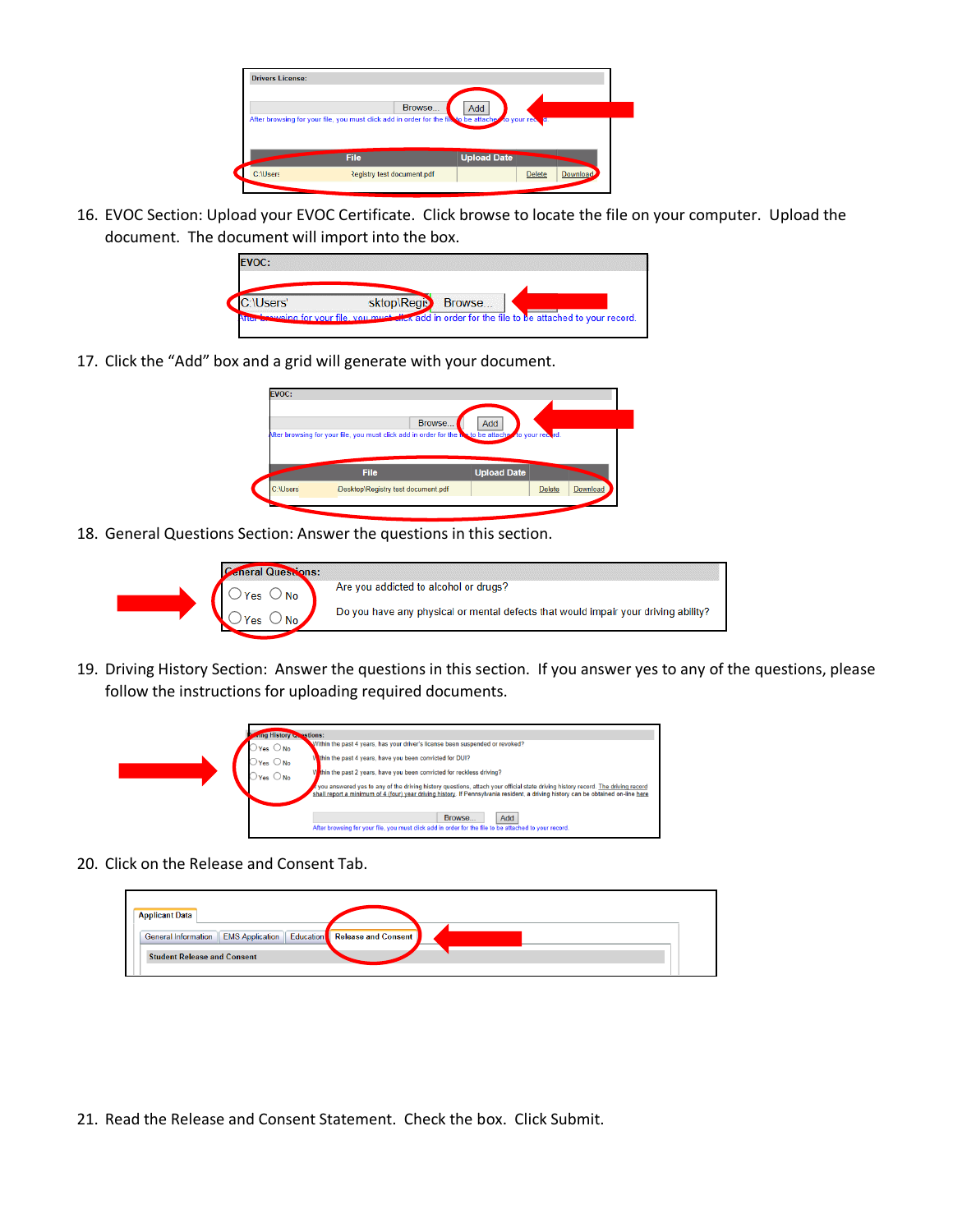16. EVOC Section: Upload your EVOC Certificate. Click browse to locate the file on your computer. Upload the document. The document will import into the box.

17. Click the "Add" box and a grid will generate with your document.

18. General Questions Section: Answer the questions in this section.

19. Driving History Section: Answer the questions in this section. If you answer yes to any of the questions, please follow the instructions for uploading required documents.

20. Click on the Release and Consent Tab.

21. Read the Release and Consent Statement. Check the box. Click Submit.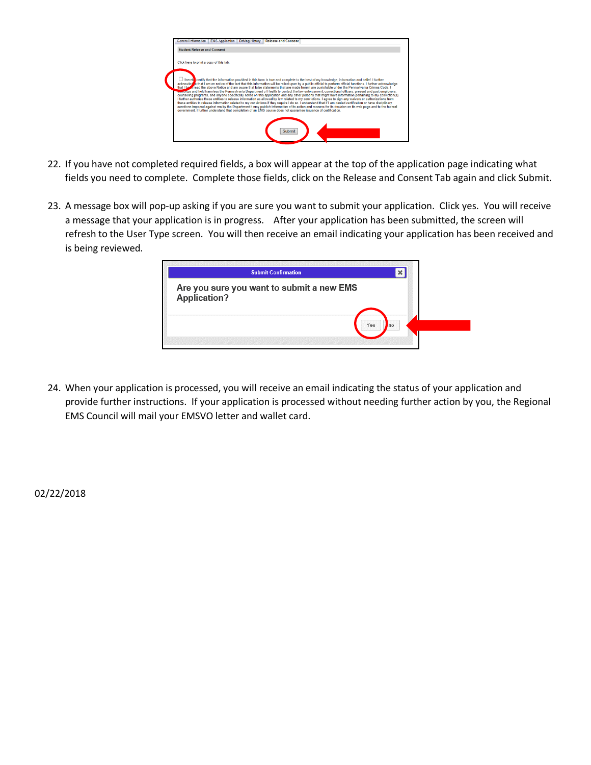22. If you have not completed required fields, a box will appear at the top of the application page indicating what fields you need to complete. Complete those fields, click on the Release and Consent Tab again and click Submit.

23. A message box will pop-up asking if you are sure you want to submit your application. Click yes. You will receive a message that your application is in progress. After your application has been submitted, the screen will refresh to the User Type screen. You will then receive an email indicating your application has been received and is being reviewed.

24. When your application is processed, you will receive an email indicating the status of your application and provide further instructions. If your application is processed without needing further action by you, the Regional EMS Council will mail your EMSVO letter and wallet card.

02/22/2018